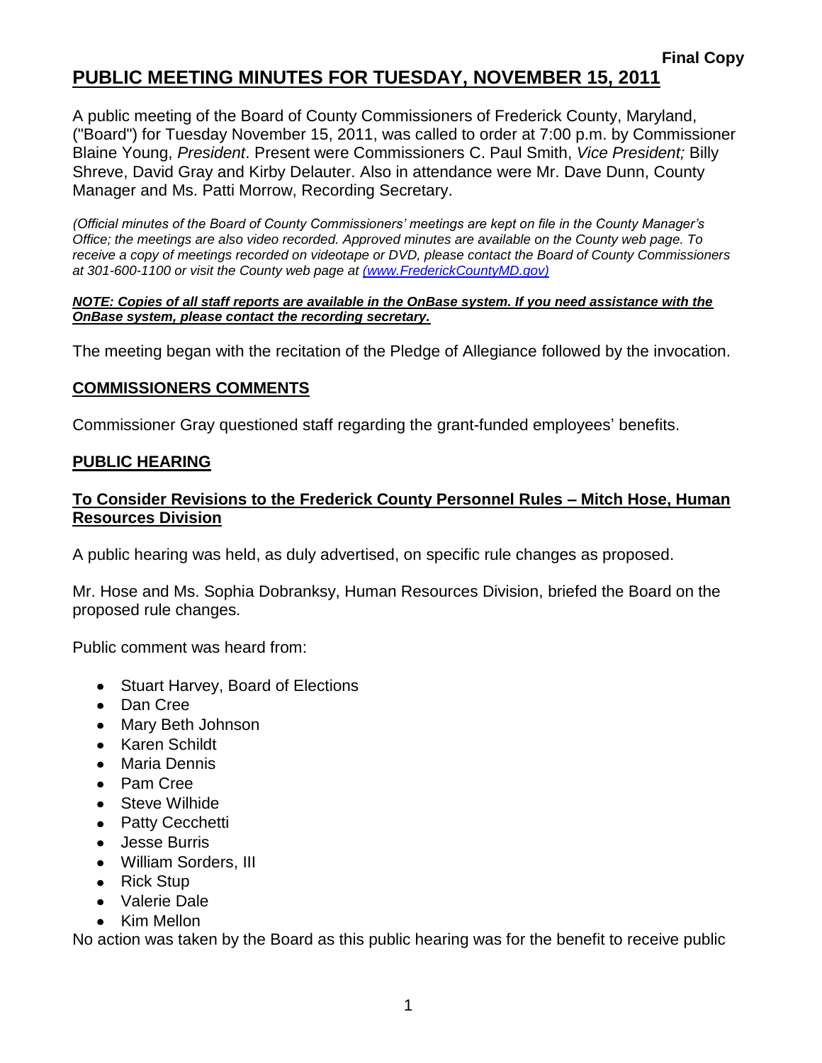**Final Copy**

# PUBLIC MEETING MINUTES FOR TUESDAY, NOVEMBER 15, 2011

A public meeting of the Board of County Commissioners of Frederick County, Maryland, ("Board") for Tuesday November 15, 2011, was called to order at 7:00 p.m. by Commissioner Blaine Young, *President*. Present were Commissioners C. Paul Smith, *Vice President;* Billy Shreve, David Gray and Kirby Delauter. Also in attendance were Mr. Dave Dunn, County Manager and Ms. Patti Morrow, Recording Secretary.

*(Official minutes of the Board of County Commissioners' meetings are kept on file in the County Manager's Office; the meetings are also video recorded. Approved minutes are available on the County web page. To receive a copy of meetings recorded on videotape or DVD, please contact the Board of County Commissioners at 301-600-1100 or visit the County web page at (www.FrederickCountyMD.gov)*

***NOTE: Copies of all staff reports are available in the OnBase system. If you need assistance with the OnBase system, please contact the recording secretary.***

The meeting began with the recitation of the Pledge of Allegiance followed by the invocation.

## COMMISSIONERS COMMENTS

Commissioner Gray questioned staff regarding the grant-funded employees' benefits.

## PUBLIC HEARING

### To Consider Revisions to the Frederick County Personnel Rules – Mitch Hose, Human Resources Division

A public hearing was held, as duly advertised, on specific rule changes as proposed.

Mr. Hose and Ms. Sophia Dobranksy, Human Resources Division, briefed the Board on the proposed rule changes.

Public comment was heard from:

- Stuart Harvey, Board of Elections
- Dan Cree
- Mary Beth Johnson
- Karen Schildt
- Maria Dennis
- Pam Cree
- Steve Wilhide
- Patty Cecchetti
- Jesse Burris
- William Sorders, III
- Rick Stup
- Valerie Dale
- Kim Mellon

No action was taken by the Board as this public hearing was for the benefit to receive public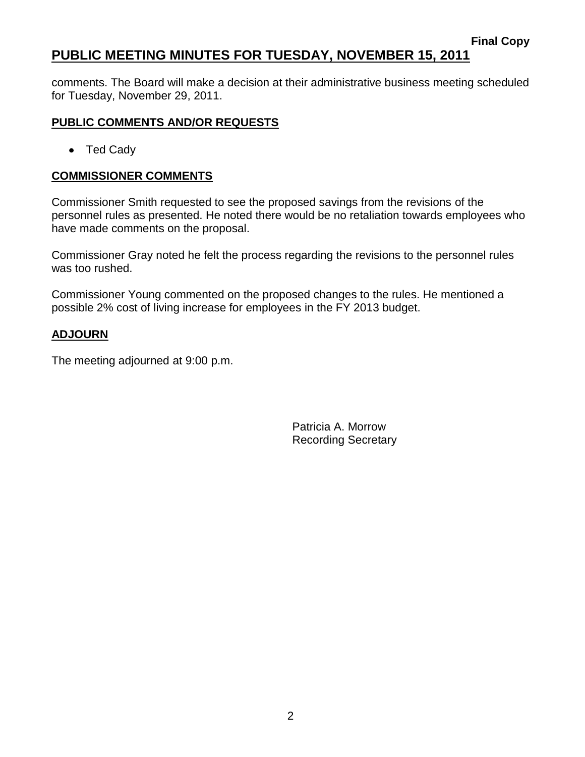comments. The Board will make a decision at their administrative business meeting scheduled for Tuesday, November 29, 2011.

## PUBLIC COMMENTS AND/OR REQUESTS

- Ted Cady

## COMMISSIONER COMMENTS

Commissioner Smith requested to see the proposed savings from the revisions of the personnel rules as presented. He noted there would be no retaliation towards employees who have made comments on the proposal.

Commissioner Gray noted he felt the process regarding the revisions to the personnel rules was too rushed.

Commissioner Young commented on the proposed changes to the rules. He mentioned a possible 2% cost of living increase for employees in the FY 2013 budget.

## ADJOURN

The meeting adjourned at 9:00 p.m.

Patricia A. Morrow
Recording Secretary